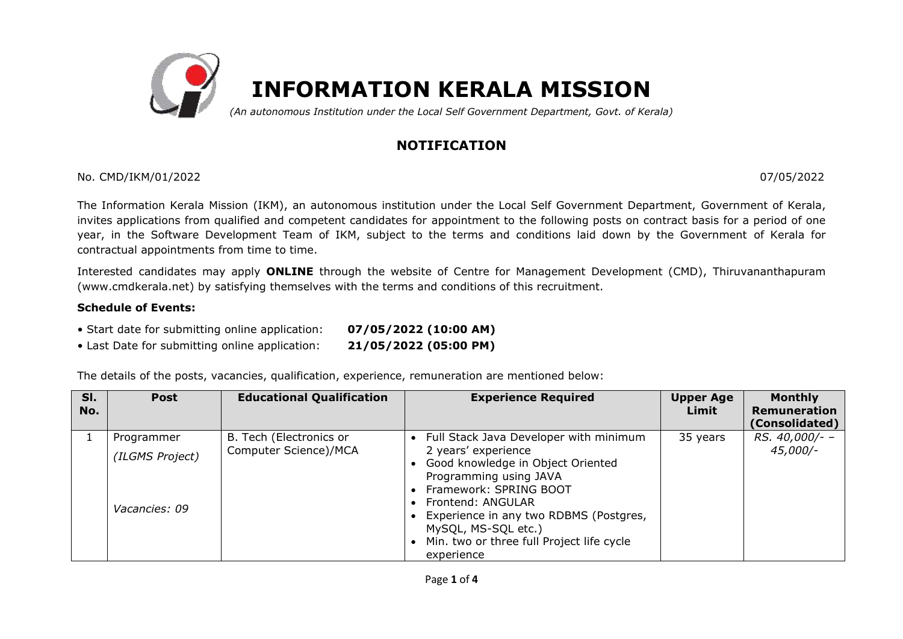# INFORMATION KERALA MISSION

*(An autonomous Institution under the Local Self Government Department, Govt. of Kerala)*

## NOTIFICATION

No. CMD/IKM/01/2022 07/05/2022

The Information Kerala Mission (IKM), an autonomous institution under the Local Self Government Department, Government of Kerala, invites applications from qualified and competent candidates for appointment to the following posts on contract basis for a period of one year, in the Software Development Team of IKM, subject to the terms and conditions laid down by the Government of Kerala for contractual appointments from time to time.

Interested candidates may apply **ONLINE** through the website of Centre for Management Development (CMD), Thiruvananthapuram (www.cmdkerala.net) by satisfying themselves with the terms and conditions of this recruitment.

**Schedule of Events:**

- Start date for submitting online application: **07/05/2022 (10:00 AM)**
- Last Date for submitting online application: **21/05/2022 (05:00 PM)**

The details of the posts, vacancies, qualification, experience, remuneration are mentioned below:

| Sl. No. | Post | Educational Qualification | Experience Required | Upper Age Limit | Monthly Remuneration (Consolidated) |
|---|---|---|---|---|---|
| 1 | Programmer *(ILGMS Project)* *Vacancies: 09* | B. Tech (Electronics or Computer Science)/MCA | • Full Stack Java Developer with minimum 2 years' experience<br>• Good knowledge in Object Oriented Programming using JAVA<br>• Framework: SPRING BOOT<br>• Frontend: ANGULAR<br>• Experience in any two RDBMS (Postgres, MySQL, MS-SQL etc.)<br>• Min. two or three full Project life cycle experience | 35 years | *RS. 40,000/- – 45,000/-* |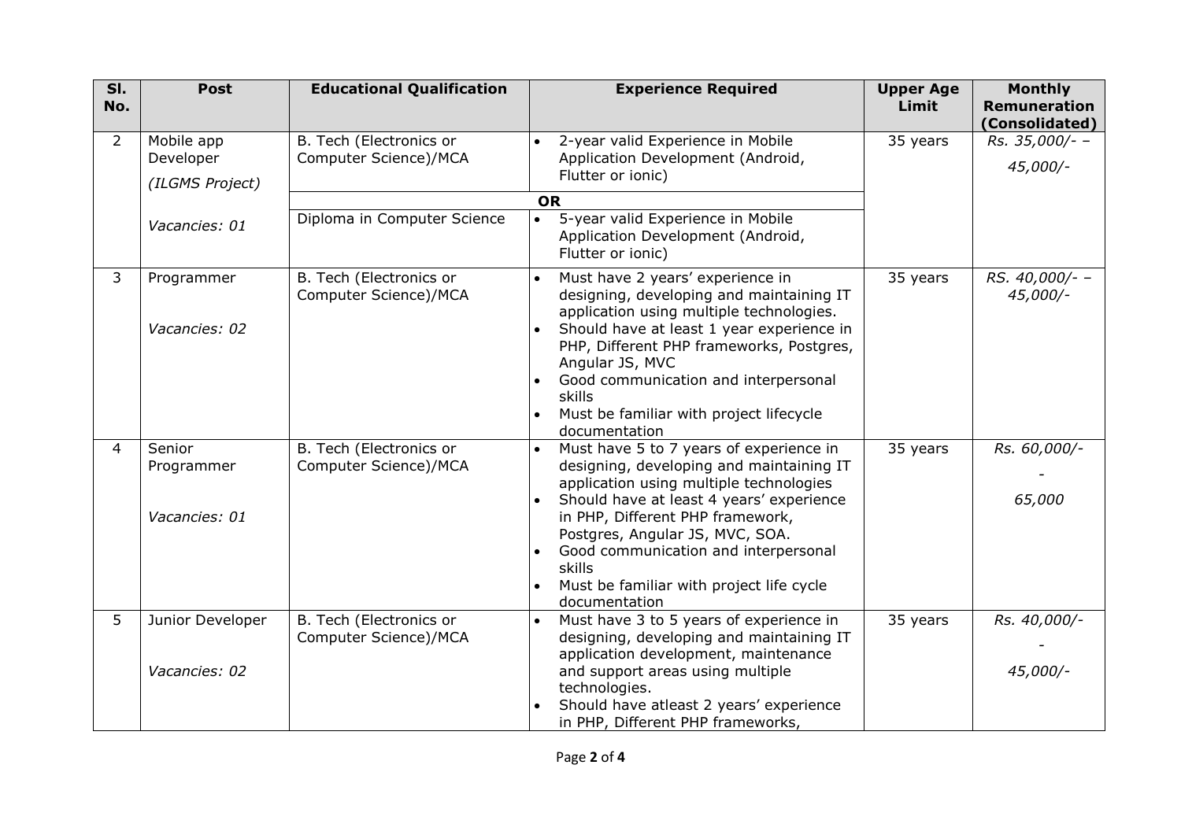| Sl. No. | Post | Educational Qualification | Experience Required | Upper Age Limit | Monthly Remuneration (Consolidated) |
|---|---|---|---|---|---|
| 2 | Mobile app Developer *(ILGMS Project)* *Vacancies: 01* | B. Tech (Electronics or Computer Science)/MCA | • 2-year valid Experience in Mobile Application Development (Android, Flutter or ionic) | 35 years | *Rs. 35,000/- – 45,000/-* |
| | | **OR** | | | |
| | | Diploma in Computer Science | • 5-year valid Experience in Mobile Application Development (Android, Flutter or ionic) | | |
| 3 | Programmer *Vacancies: 02* | B. Tech (Electronics or Computer Science)/MCA | • Must have 2 years' experience in designing, developing and maintaining IT application using multiple technologies. • Should have at least 1 year experience in PHP, Different PHP frameworks, Postgres, Angular JS, MVC • Good communication and interpersonal skills • Must be familiar with project lifecycle documentation | 35 years | *RS. 40,000/- – 45,000/-* |
| 4 | Senior Programmer *Vacancies: 01* | B. Tech (Electronics or Computer Science)/MCA | • Must have 5 to 7 years of experience in designing, developing and maintaining IT application using multiple technologies • Should have at least 4 years' experience in PHP, Different PHP framework, Postgres, Angular JS, MVC, SOA. • Good communication and interpersonal skills • Must be familiar with project life cycle documentation | 35 years | *Rs. 60,000/- - 65,000* |
| 5 | Junior Developer *Vacancies: 02* | B. Tech (Electronics or Computer Science)/MCA | • Must have 3 to 5 years of experience in designing, developing and maintaining IT application development, maintenance and support areas using multiple technologies. • Should have atleast 2 years' experience in PHP, Different PHP frameworks, | 35 years | *Rs. 40,000/- - 45,000/-* |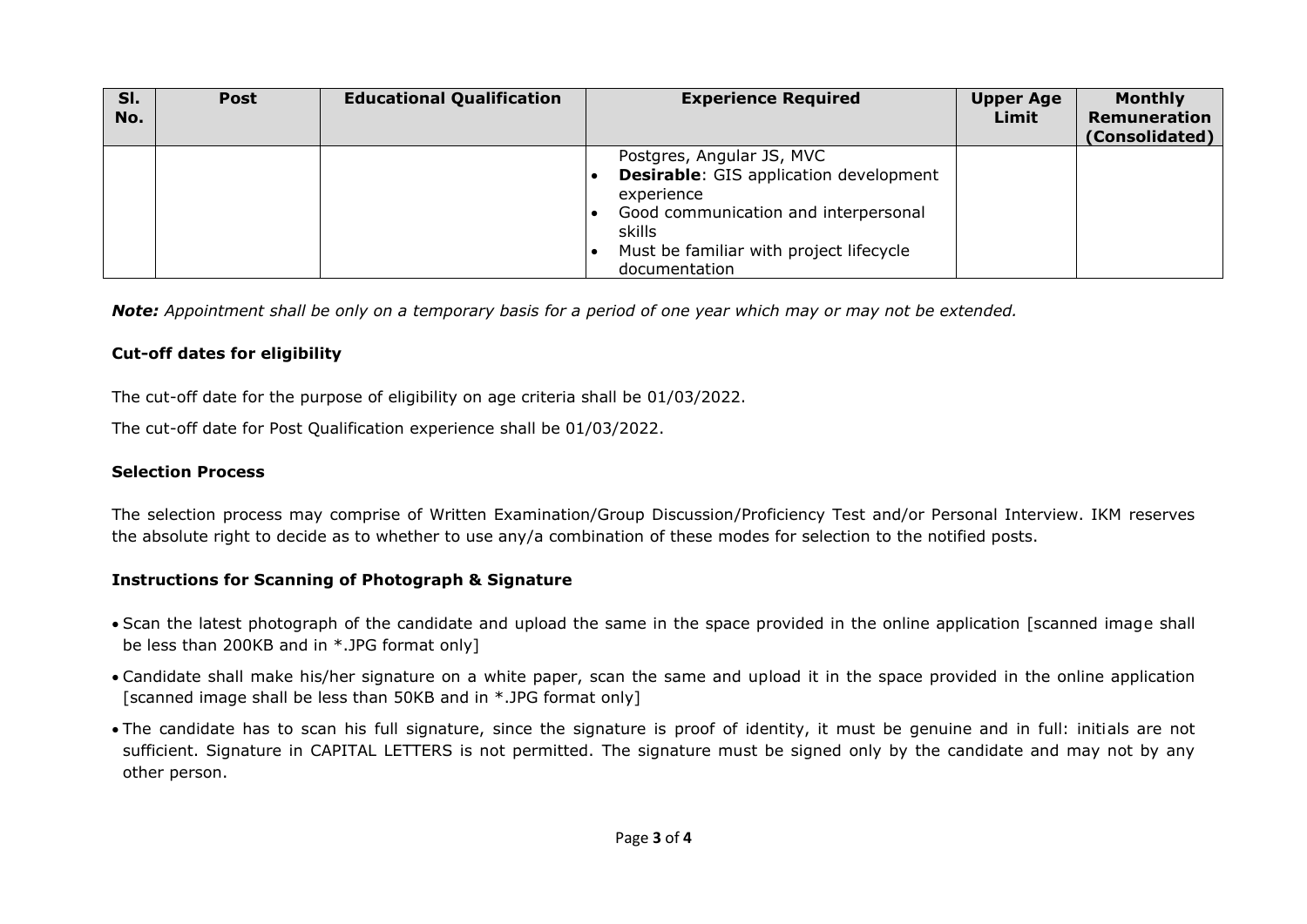| Sl. No. | Post | Educational Qualification | Experience Required | Upper Age Limit | Monthly Remuneration (Consolidated) |
|---|---|---|---|---|---|
| | | | Postgres, Angular JS, MVC<br>• **Desirable**: GIS application development experience<br>• Good communication and interpersonal skills<br>• Must be familiar with project lifecycle documentation | | |

***Note:*** *Appointment shall be only on a temporary basis for a period of one year which may or may not be extended.*

**Cut-off dates for eligibility**

The cut-off date for the purpose of eligibility on age criteria shall be 01/03/2022.

The cut-off date for Post Qualification experience shall be 01/03/2022.

**Selection Process**

The selection process may comprise of Written Examination/Group Discussion/Proficiency Test and/or Personal Interview. IKM reserves the absolute right to decide as to whether to use any/a combination of these modes for selection to the notified posts.

**Instructions for Scanning of Photograph & Signature**

- Scan the latest photograph of the candidate and upload the same in the space provided in the online application [scanned image shall be less than 200KB and in *.JPG format only]
- Candidate shall make his/her signature on a white paper, scan the same and upload it in the space provided in the online application [scanned image shall be less than 50KB and in *.JPG format only]
- The candidate has to scan his full signature, since the signature is proof of identity, it must be genuine and in full: initials are not sufficient. Signature in CAPITAL LETTERS is not permitted. The signature must be signed only by the candidate and may not by any other person.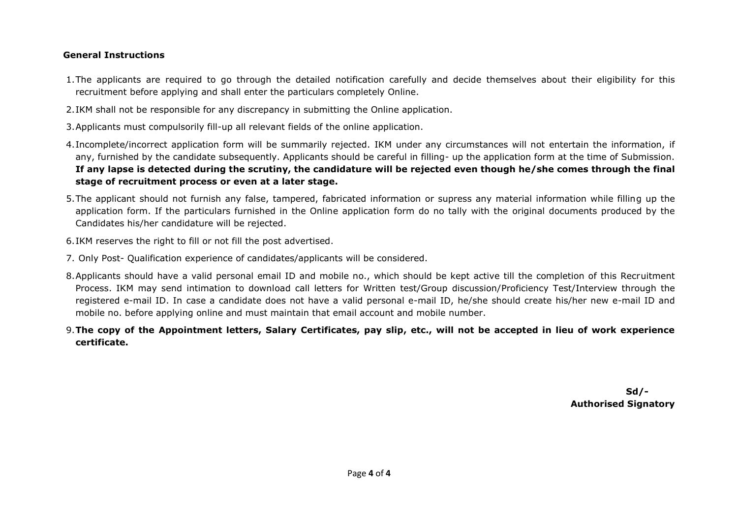**General Instructions**

1. The applicants are required to go through the detailed notification carefully and decide themselves about their eligibility for this recruitment before applying and shall enter the particulars completely Online.
2. IKM shall not be responsible for any discrepancy in submitting the Online application.
3. Applicants must compulsorily fill-up all relevant fields of the online application.
4. Incomplete/incorrect application form will be summarily rejected. IKM under any circumstances will not entertain the information, if any, furnished by the candidate subsequently. Applicants should be careful in filling- up the application form at the time of Submission. **If any lapse is detected during the scrutiny, the candidature will be rejected even though he/she comes through the final stage of recruitment process or even at a later stage.**
5. The applicant should not furnish any false, tampered, fabricated information or supress any material information while filling up the application form. If the particulars furnished in the Online application form do no tally with the original documents produced by the Candidates his/her candidature will be rejected.
6. IKM reserves the right to fill or not fill the post advertised.
7. Only Post- Qualification experience of candidates/applicants will be considered.
8. Applicants should have a valid personal email ID and mobile no., which should be kept active till the completion of this Recruitment Process. IKM may send intimation to download call letters for Written test/Group discussion/Proficiency Test/Interview through the registered e-mail ID. In case a candidate does not have a valid personal e-mail ID, he/she should create his/her new e-mail ID and mobile no. before applying online and must maintain that email account and mobile number.
9. **The copy of the Appointment letters, Salary Certificates, pay slip, etc., will not be accepted in lieu of work experience certificate.**

**Sd/-**
**Authorised Signatory**